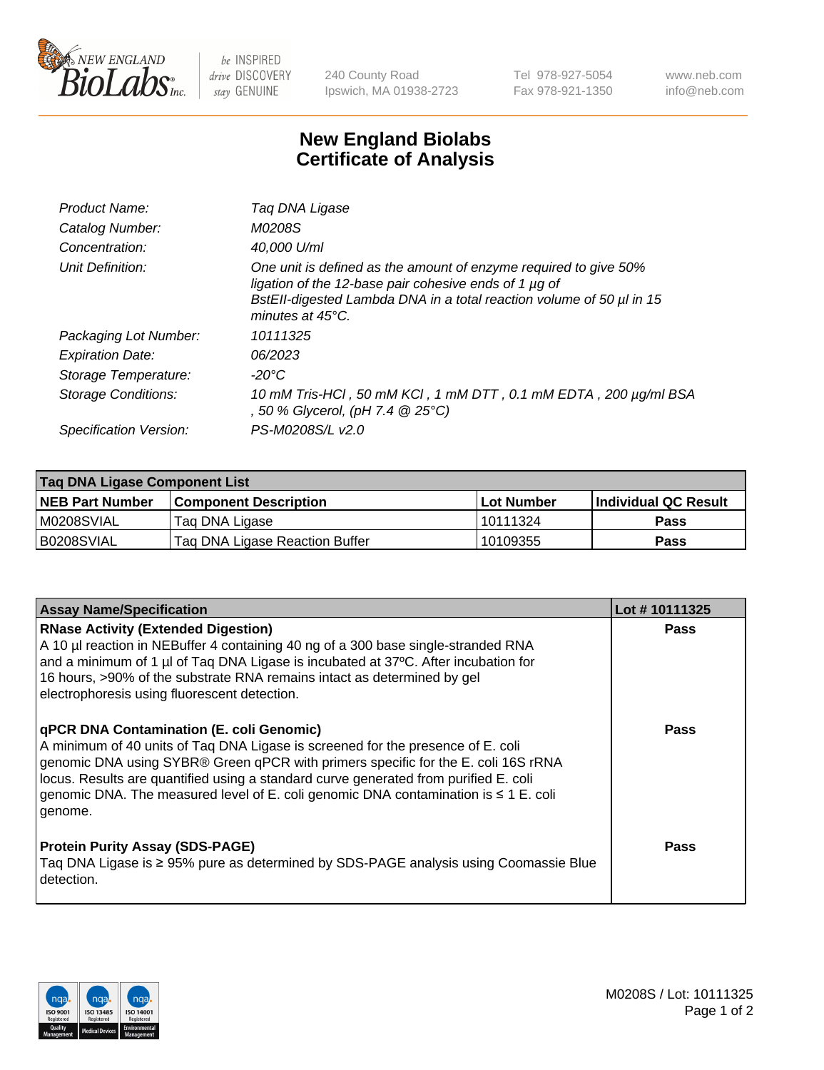# New England Biolabs Certificate of Analysis

| | |
|---|---|
| Product Name: | Taq DNA Ligase |
| Catalog Number: | M0208S |
| Concentration: | 40,000 U/ml |
| Unit Definition: | One unit is defined as the amount of enzyme required to give 50% ligation of the 12-base pair cohesive ends of 1 µg of BstEII-digested Lambda DNA in a total reaction volume of 50 µl in 15 minutes at 45°C. |
| Packaging Lot Number: | 10111325 |
| Expiration Date: | 06/2023 |
| Storage Temperature: | -20°C |
| Storage Conditions: | 10 mM Tris-HCl , 50 mM KCl , 1 mM DTT , 0.1 mM EDTA , 200 µg/ml BSA , 50 % Glycerol, (pH 7.4 @ 25°C) |
| Specification Version: | PS-M0208S/L v2.0 |

| Taq DNA Ligase Component List | | | |
|---|---|---|---|
| **NEB Part Number** | **Component Description** | **Lot Number** | **Individual QC Result** |
| M0208SVIAL | Taq DNA Ligase | 10111324 | Pass |
| B0208SVIAL | Taq DNA Ligase Reaction Buffer | 10109355 | Pass |

| Assay Name/Specification | Lot # 10111325 |
|---|---|
| **RNase Activity (Extended Digestion)**<br>A 10 µl reaction in NEBuffer 4 containing 40 ng of a 300 base single-stranded RNA and a minimum of 1 µl of Taq DNA Ligase is incubated at 37ºC. After incubation for 16 hours, >90% of the substrate RNA remains intact as determined by gel electrophoresis using fluorescent detection. | Pass |
| **qPCR DNA Contamination (E. coli Genomic)**<br>A minimum of 40 units of Taq DNA Ligase is screened for the presence of E. coli genomic DNA using SYBR® Green qPCR with primers specific for the E. coli 16S rRNA locus. Results are quantified using a standard curve generated from purified E. coli genomic DNA. The measured level of E. coli genomic DNA contamination is ≤ 1 E. coli genome. | Pass |
| **Protein Purity Assay (SDS-PAGE)**<br>Taq DNA Ligase is ≥ 95% pure as determined by SDS-PAGE analysis using Coomassie Blue detection. | Pass |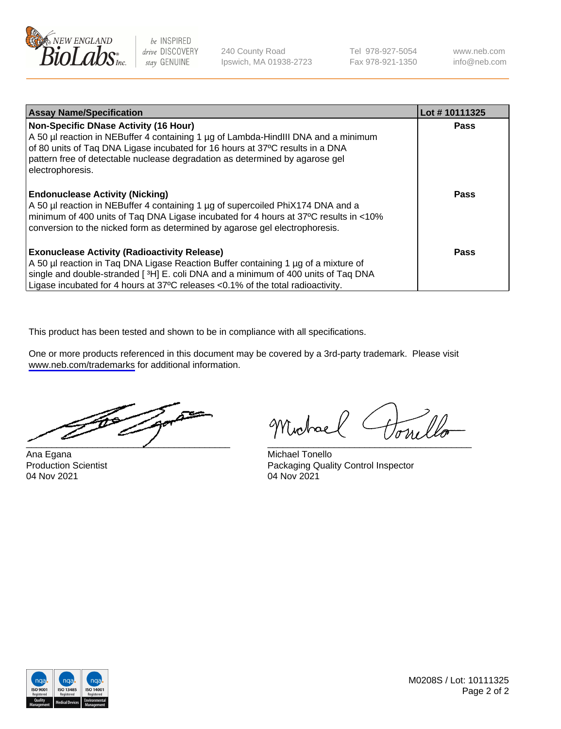New England BioLabs Inc. — be INSPIRED drive DISCOVERY stay GENUINE

240 County Road
Ipswich, MA 01938-2723

Tel 978-927-5054
Fax 978-921-1350

www.neb.com
info@neb.com

| Assay Name/Specification | Lot # 10111325 |
|---|---|
| **Non-Specific DNase Activity (16 Hour)**<br>A 50 µl reaction in NEBuffer 4 containing 1 µg of Lambda-HindIII DNA and a minimum of 80 units of Taq DNA Ligase incubated for 16 hours at 37ºC results in a DNA pattern free of detectable nuclease degradation as determined by agarose gel electrophoresis. | **Pass** |
| **Endonuclease Activity (Nicking)**<br>A 50 µl reaction in NEBuffer 4 containing 1 µg of supercoiled PhiX174 DNA and a minimum of 400 units of Taq DNA Ligase incubated for 4 hours at 37ºC results in <10% conversion to the nicked form as determined by agarose gel electrophoresis. | **Pass** |
| **Exonuclease Activity (Radioactivity Release)**<br>A 50 µl reaction in Taq DNA Ligase Reaction Buffer containing 1 µg of a mixture of single and double-stranded [ $^3$H] E. coli DNA and a minimum of 400 units of Taq DNA Ligase incubated for 4 hours at 37ºC releases <0.1% of the total radioactivity. | **Pass** |

This product has been tested and shown to be in compliance with all specifications.

One or more products referenced in this document may be covered by a 3rd-party trademark. Please visit www.neb.com/trademarks for additional information.

Ana Egana
Production Scientist
04 Nov 2021

Michael Tonello
Packaging Quality Control Inspector
04 Nov 2021

M0208S / Lot: 10111325